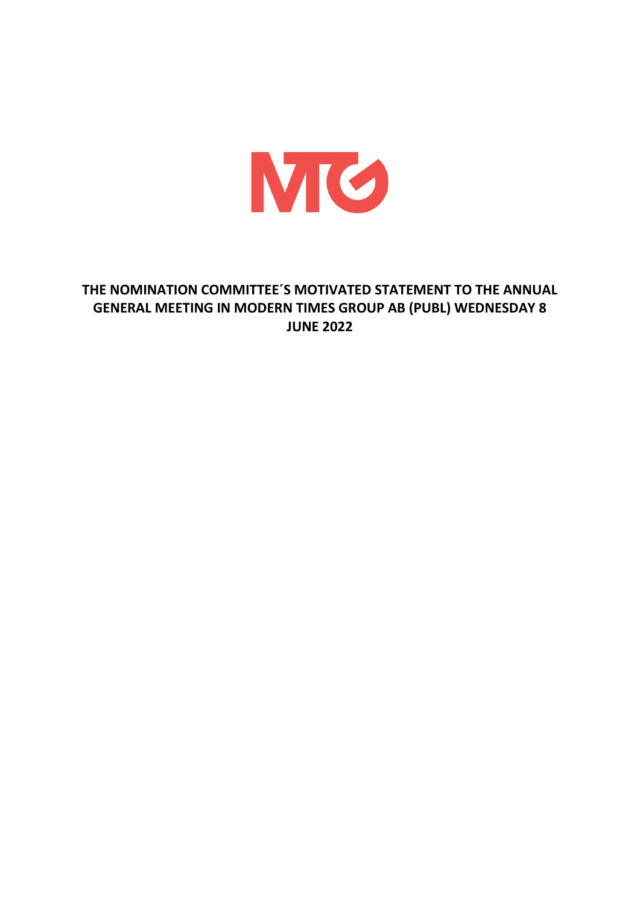# THE NOMINATION COMMITTEE´S MOTIVATED STATEMENT TO THE ANNUAL GENERAL MEETING IN MODERN TIMES GROUP AB (PUBL) WEDNESDAY 8 JUNE 2022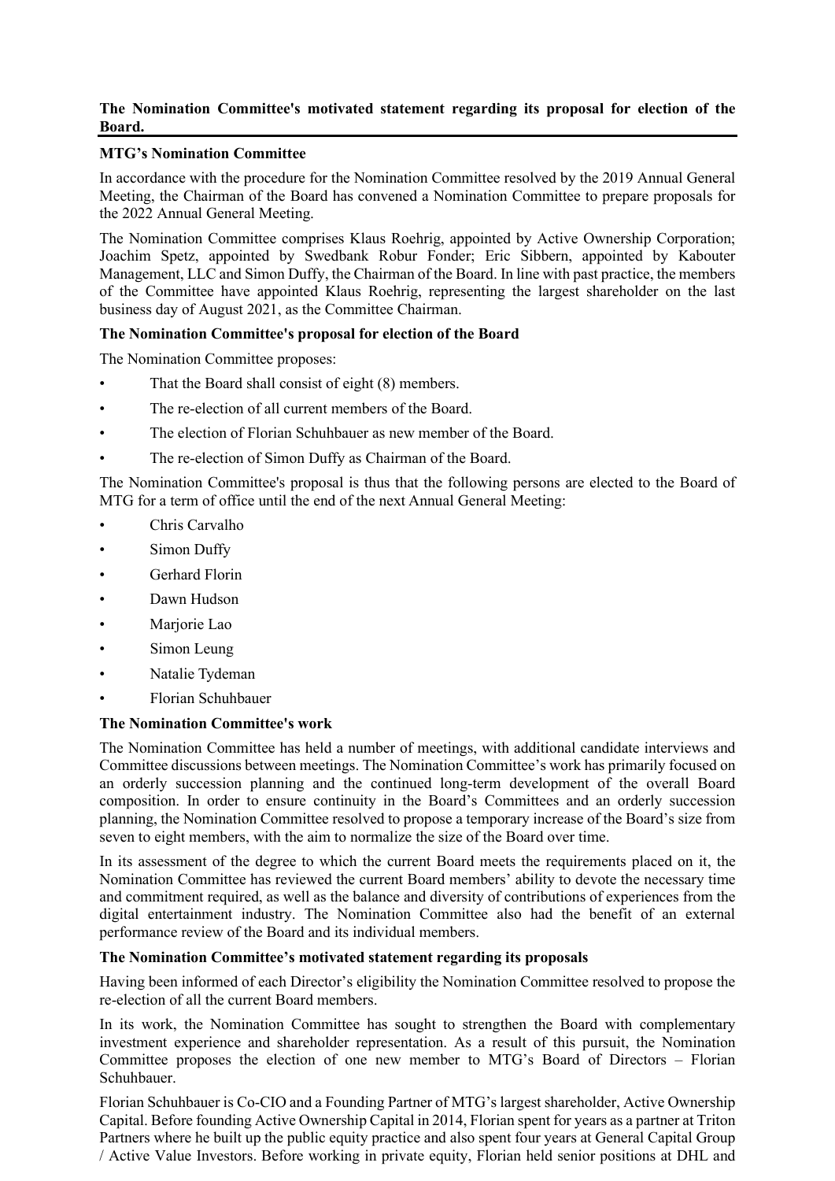**The Nomination Committee's motivated statement regarding its proposal for election of the Board.**

**MTG's Nomination Committee**

In accordance with the procedure for the Nomination Committee resolved by the 2019 Annual General Meeting, the Chairman of the Board has convened a Nomination Committee to prepare proposals for the 2022 Annual General Meeting.

The Nomination Committee comprises Klaus Roehrig, appointed by Active Ownership Corporation; Joachim Spetz, appointed by Swedbank Robur Fonder; Eric Sibbern, appointed by Kabouter Management, LLC and Simon Duffy, the Chairman of the Board. In line with past practice, the members of the Committee have appointed Klaus Roehrig, representing the largest shareholder on the last business day of August 2021, as the Committee Chairman.

**The Nomination Committee's proposal for election of the Board**

The Nomination Committee proposes:

- That the Board shall consist of eight (8) members.
- The re-election of all current members of the Board.
- The election of Florian Schuhbauer as new member of the Board.
- The re-election of Simon Duffy as Chairman of the Board.

The Nomination Committee's proposal is thus that the following persons are elected to the Board of MTG for a term of office until the end of the next Annual General Meeting:

- Chris Carvalho
- Simon Duffy
- Gerhard Florin
- Dawn Hudson
- Marjorie Lao
- Simon Leung
- Natalie Tydeman
- Florian Schuhbauer

**The Nomination Committee's work**

The Nomination Committee has held a number of meetings, with additional candidate interviews and Committee discussions between meetings. The Nomination Committee's work has primarily focused on an orderly succession planning and the continued long-term development of the overall Board composition. In order to ensure continuity in the Board's Committees and an orderly succession planning, the Nomination Committee resolved to propose a temporary increase of the Board's size from seven to eight members, with the aim to normalize the size of the Board over time.

In its assessment of the degree to which the current Board meets the requirements placed on it, the Nomination Committee has reviewed the current Board members' ability to devote the necessary time and commitment required, as well as the balance and diversity of contributions of experiences from the digital entertainment industry. The Nomination Committee also had the benefit of an external performance review of the Board and its individual members.

**The Nomination Committee's motivated statement regarding its proposals**

Having been informed of each Director's eligibility the Nomination Committee resolved to propose the re-election of all the current Board members.

In its work, the Nomination Committee has sought to strengthen the Board with complementary investment experience and shareholder representation. As a result of this pursuit, the Nomination Committee proposes the election of one new member to MTG's Board of Directors – Florian Schuhbauer.

Florian Schuhbauer is Co-CIO and a Founding Partner of MTG's largest shareholder, Active Ownership Capital. Before founding Active Ownership Capital in 2014, Florian spent for years as a partner at Triton Partners where he built up the public equity practice and also spent four years at General Capital Group / Active Value Investors. Before working in private equity, Florian held senior positions at DHL and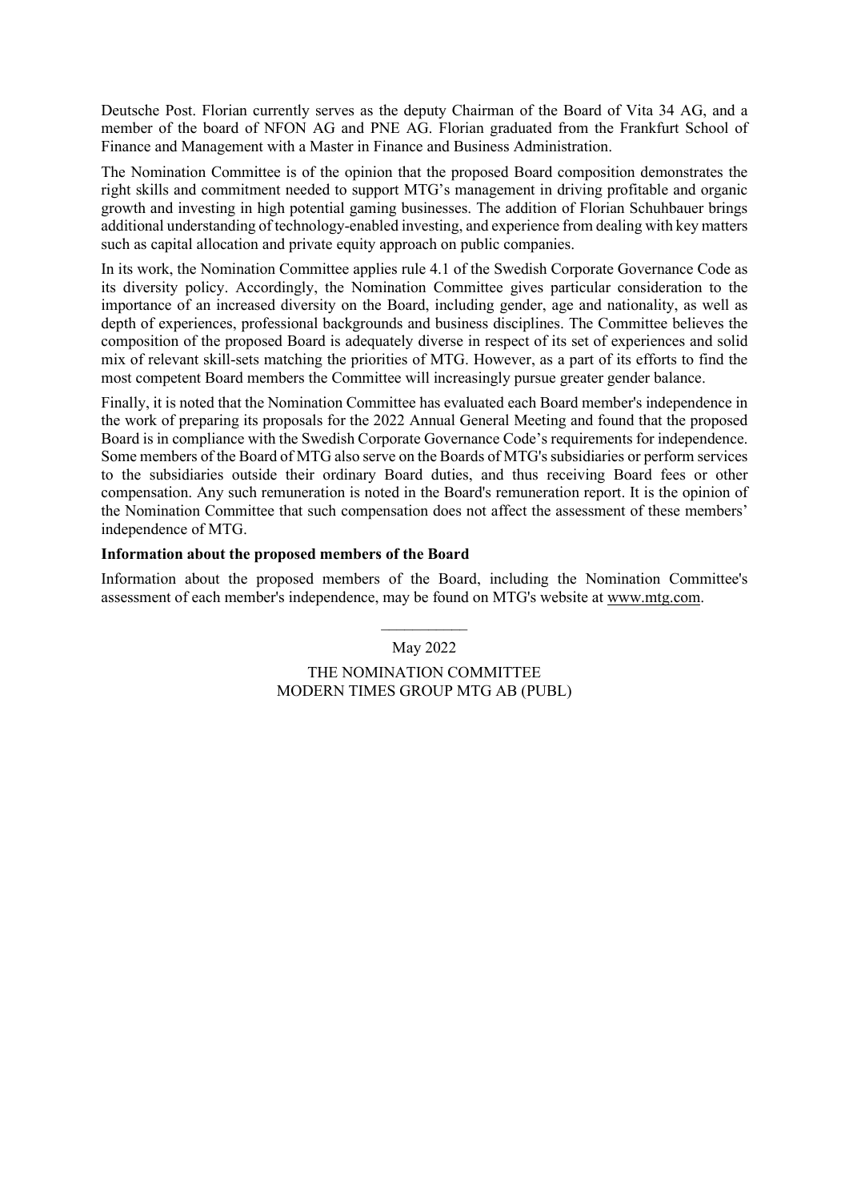Deutsche Post. Florian currently serves as the deputy Chairman of the Board of Vita 34 AG, and a member of the board of NFON AG and PNE AG. Florian graduated from the Frankfurt School of Finance and Management with a Master in Finance and Business Administration.

The Nomination Committee is of the opinion that the proposed Board composition demonstrates the right skills and commitment needed to support MTG's management in driving profitable and organic growth and investing in high potential gaming businesses. The addition of Florian Schuhbauer brings additional understanding of technology-enabled investing, and experience from dealing with key matters such as capital allocation and private equity approach on public companies.

In its work, the Nomination Committee applies rule 4.1 of the Swedish Corporate Governance Code as its diversity policy. Accordingly, the Nomination Committee gives particular consideration to the importance of an increased diversity on the Board, including gender, age and nationality, as well as depth of experiences, professional backgrounds and business disciplines. The Committee believes the composition of the proposed Board is adequately diverse in respect of its set of experiences and solid mix of relevant skill-sets matching the priorities of MTG. However, as a part of its efforts to find the most competent Board members the Committee will increasingly pursue greater gender balance.

Finally, it is noted that the Nomination Committee has evaluated each Board member's independence in the work of preparing its proposals for the 2022 Annual General Meeting and found that the proposed Board is in compliance with the Swedish Corporate Governance Code's requirements for independence. Some members of the Board of MTG also serve on the Boards of MTG's subsidiaries or perform services to the subsidiaries outside their ordinary Board duties, and thus receiving Board fees or other compensation. Any such remuneration is noted in the Board's remuneration report. It is the opinion of the Nomination Committee that such compensation does not affect the assessment of these members' independence of MTG.

**Information about the proposed members of the Board**

Information about the proposed members of the Board, including the Nomination Committee's assessment of each member's independence, may be found on MTG's website at www.mtg.com.

May 2022

THE NOMINATION COMMITTEE
MODERN TIMES GROUP MTG AB (PUBL)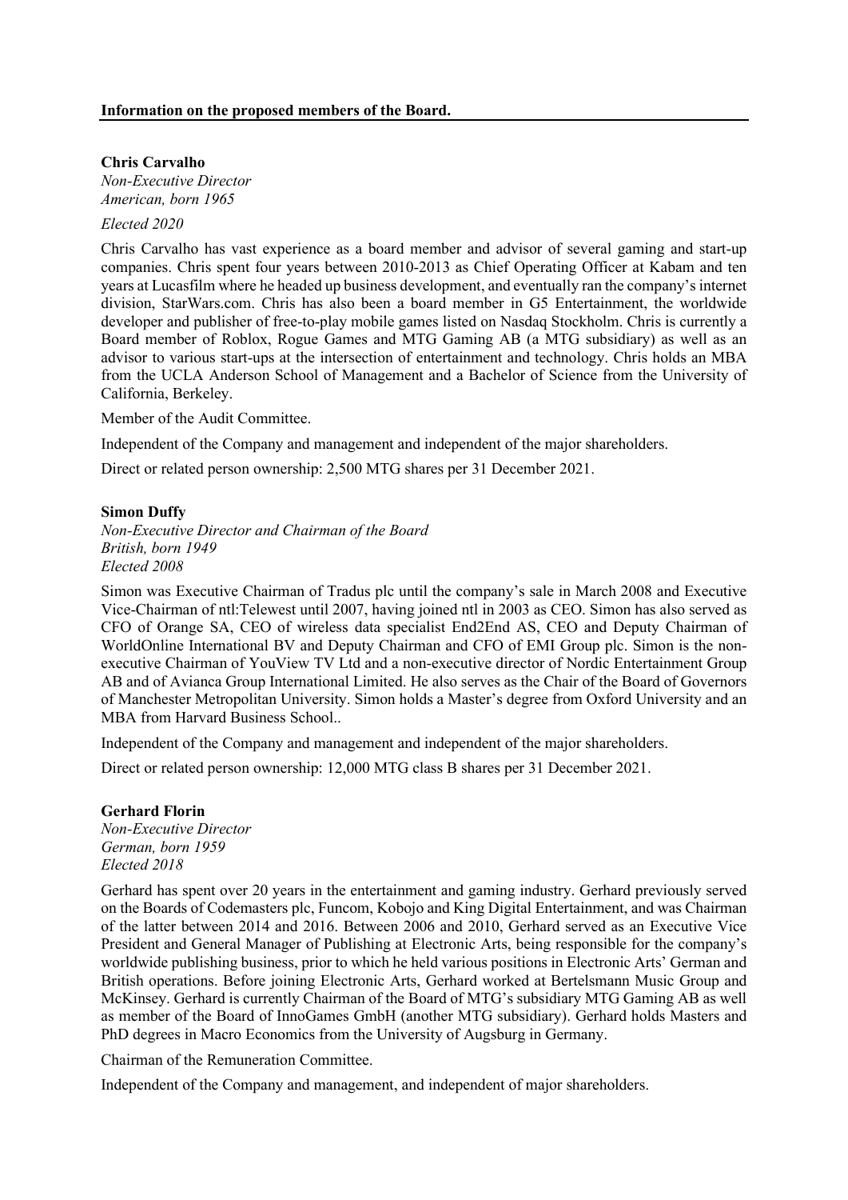**Information on the proposed members of the Board.**

**Chris Carvalho**
*Non-Executive Director*
*American, born 1965*

*Elected 2020*

Chris Carvalho has vast experience as a board member and advisor of several gaming and start-up companies. Chris spent four years between 2010-2013 as Chief Operating Officer at Kabam and ten years at Lucasfilm where he headed up business development, and eventually ran the company's internet division, StarWars.com. Chris has also been a board member in G5 Entertainment, the worldwide developer and publisher of free-to-play mobile games listed on Nasdaq Stockholm. Chris is currently a Board member of Roblox, Rogue Games and MTG Gaming AB (a MTG subsidiary) as well as an advisor to various start-ups at the intersection of entertainment and technology. Chris holds an MBA from the UCLA Anderson School of Management and a Bachelor of Science from the University of California, Berkeley.

Member of the Audit Committee.

Independent of the Company and management and independent of the major shareholders.

Direct or related person ownership: 2,500 MTG shares per 31 December 2021.

**Simon Duffy**
*Non-Executive Director and Chairman of the Board*
*British, born 1949*
*Elected 2008*

Simon was Executive Chairman of Tradus plc until the company's sale in March 2008 and Executive Vice-Chairman of ntl:Telewest until 2007, having joined ntl in 2003 as CEO. Simon has also served as CFO of Orange SA, CEO of wireless data specialist End2End AS, CEO and Deputy Chairman of WorldOnline International BV and Deputy Chairman and CFO of EMI Group plc. Simon is the non-executive Chairman of YouView TV Ltd and a non-executive director of Nordic Entertainment Group AB and of Avianca Group International Limited. He also serves as the Chair of the Board of Governors of Manchester Metropolitan University. Simon holds a Master's degree from Oxford University and an MBA from Harvard Business School..

Independent of the Company and management and independent of the major shareholders.

Direct or related person ownership: 12,000 MTG class B shares per 31 December 2021.

**Gerhard Florin**
*Non-Executive Director*
*German, born 1959*
*Elected 2018*

Gerhard has spent over 20 years in the entertainment and gaming industry. Gerhard previously served on the Boards of Codemasters plc, Funcom, Kobojo and King Digital Entertainment, and was Chairman of the latter between 2014 and 2016. Between 2006 and 2010, Gerhard served as an Executive Vice President and General Manager of Publishing at Electronic Arts, being responsible for the company's worldwide publishing business, prior to which he held various positions in Electronic Arts' German and British operations. Before joining Electronic Arts, Gerhard worked at Bertelsmann Music Group and McKinsey. Gerhard is currently Chairman of the Board of MTG's subsidiary MTG Gaming AB as well as member of the Board of InnoGames GmbH (another MTG subsidiary). Gerhard holds Masters and PhD degrees in Macro Economics from the University of Augsburg in Germany.

Chairman of the Remuneration Committee.

Independent of the Company and management, and independent of major shareholders.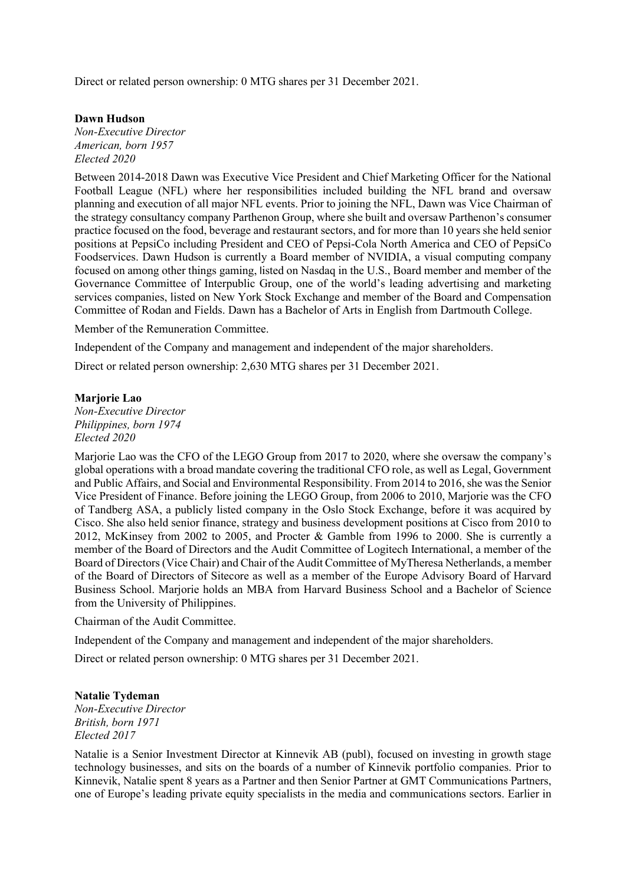Direct or related person ownership: 0 MTG shares per 31 December 2021.

**Dawn Hudson**
*Non-Executive Director*
*American, born 1957*
*Elected 2020*

Between 2014-2018 Dawn was Executive Vice President and Chief Marketing Officer for the National Football League (NFL) where her responsibilities included building the NFL brand and oversaw planning and execution of all major NFL events. Prior to joining the NFL, Dawn was Vice Chairman of the strategy consultancy company Parthenon Group, where she built and oversaw Parthenon's consumer practice focused on the food, beverage and restaurant sectors, and for more than 10 years she held senior positions at PepsiCo including President and CEO of Pepsi-Cola North America and CEO of PepsiCo Foodservices. Dawn Hudson is currently a Board member of NVIDIA, a visual computing company focused on among other things gaming, listed on Nasdaq in the U.S., Board member and member of the Governance Committee of Interpublic Group, one of the world's leading advertising and marketing services companies, listed on New York Stock Exchange and member of the Board and Compensation Committee of Rodan and Fields. Dawn has a Bachelor of Arts in English from Dartmouth College.

Member of the Remuneration Committee.

Independent of the Company and management and independent of the major shareholders.

Direct or related person ownership: 2,630 MTG shares per 31 December 2021.

**Marjorie Lao**
*Non-Executive Director*
*Philippines, born 1974*
*Elected 2020*

Marjorie Lao was the CFO of the LEGO Group from 2017 to 2020, where she oversaw the company's global operations with a broad mandate covering the traditional CFO role, as well as Legal, Government and Public Affairs, and Social and Environmental Responsibility. From 2014 to 2016, she was the Senior Vice President of Finance. Before joining the LEGO Group, from 2006 to 2010, Marjorie was the CFO of Tandberg ASA, a publicly listed company in the Oslo Stock Exchange, before it was acquired by Cisco. She also held senior finance, strategy and business development positions at Cisco from 2010 to 2012, McKinsey from 2002 to 2005, and Procter & Gamble from 1996 to 2000. She is currently a member of the Board of Directors and the Audit Committee of Logitech International, a member of the Board of Directors (Vice Chair) and Chair of the Audit Committee of MyTheresa Netherlands, a member of the Board of Directors of Sitecore as well as a member of the Europe Advisory Board of Harvard Business School. Marjorie holds an MBA from Harvard Business School and a Bachelor of Science from the University of Philippines.

Chairman of the Audit Committee.

Independent of the Company and management and independent of the major shareholders.

Direct or related person ownership: 0 MTG shares per 31 December 2021.

**Natalie Tydeman**
*Non-Executive Director*
*British, born 1971*
*Elected 2017*

Natalie is a Senior Investment Director at Kinnevik AB (publ), focused on investing in growth stage technology businesses, and sits on the boards of a number of Kinnevik portfolio companies. Prior to Kinnevik, Natalie spent 8 years as a Partner and then Senior Partner at GMT Communications Partners, one of Europe's leading private equity specialists in the media and communications sectors. Earlier in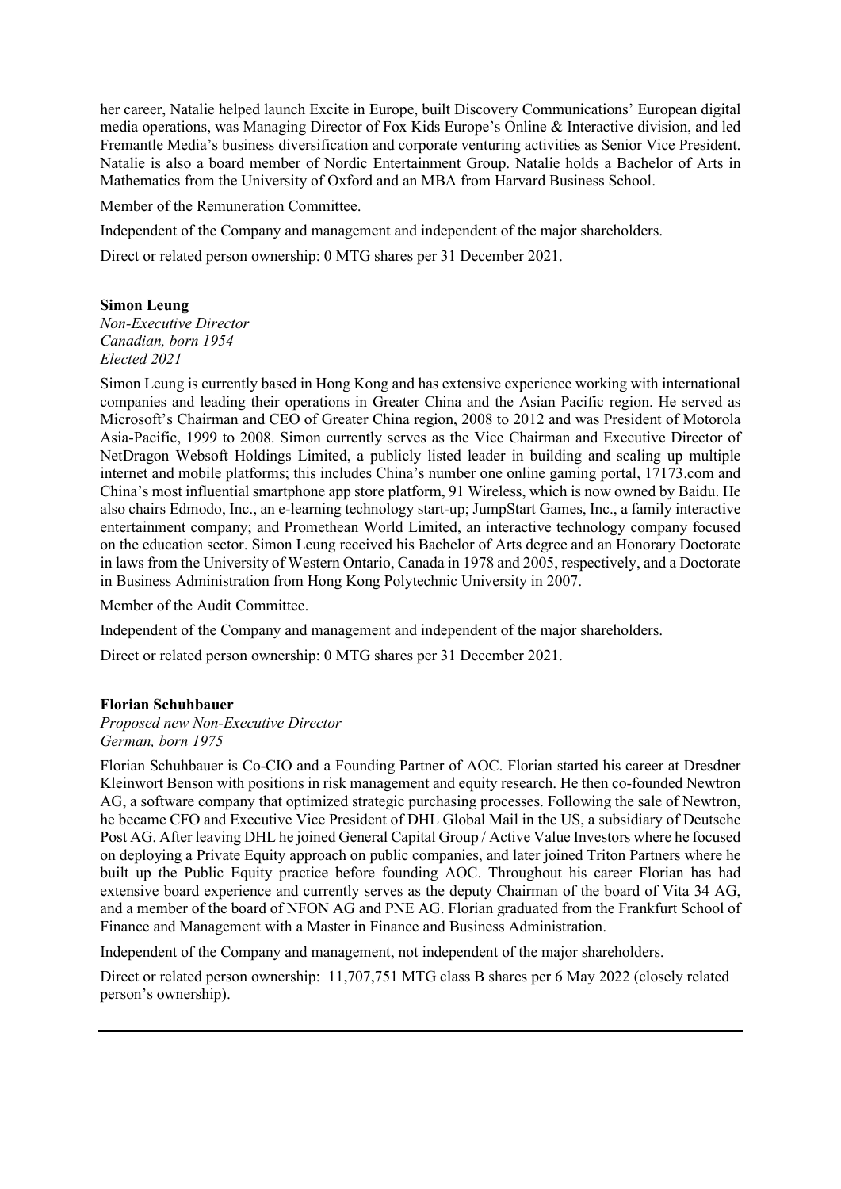her career, Natalie helped launch Excite in Europe, built Discovery Communications' European digital media operations, was Managing Director of Fox Kids Europe's Online & Interactive division, and led Fremantle Media's business diversification and corporate venturing activities as Senior Vice President. Natalie is also a board member of Nordic Entertainment Group. Natalie holds a Bachelor of Arts in Mathematics from the University of Oxford and an MBA from Harvard Business School.

Member of the Remuneration Committee.

Independent of the Company and management and independent of the major shareholders.

Direct or related person ownership: 0 MTG shares per 31 December 2021.

**Simon Leung**
*Non-Executive Director*
*Canadian, born 1954*
*Elected 2021*

Simon Leung is currently based in Hong Kong and has extensive experience working with international companies and leading their operations in Greater China and the Asian Pacific region. He served as Microsoft's Chairman and CEO of Greater China region, 2008 to 2012 and was President of Motorola Asia-Pacific, 1999 to 2008. Simon currently serves as the Vice Chairman and Executive Director of NetDragon Websoft Holdings Limited, a publicly listed leader in building and scaling up multiple internet and mobile platforms; this includes China's number one online gaming portal, 17173.com and China's most influential smartphone app store platform, 91 Wireless, which is now owned by Baidu. He also chairs Edmodo, Inc., an e-learning technology start-up; JumpStart Games, Inc., a family interactive entertainment company; and Promethean World Limited, an interactive technology company focused on the education sector. Simon Leung received his Bachelor of Arts degree and an Honorary Doctorate in laws from the University of Western Ontario, Canada in 1978 and 2005, respectively, and a Doctorate in Business Administration from Hong Kong Polytechnic University in 2007.

Member of the Audit Committee.

Independent of the Company and management and independent of the major shareholders.

Direct or related person ownership: 0 MTG shares per 31 December 2021.

**Florian Schuhbauer**
*Proposed new Non-Executive Director*
*German, born 1975*

Florian Schuhbauer is Co-CIO and a Founding Partner of AOC. Florian started his career at Dresdner Kleinwort Benson with positions in risk management and equity research. He then co-founded Newtron AG, a software company that optimized strategic purchasing processes. Following the sale of Newtron, he became CFO and Executive Vice President of DHL Global Mail in the US, a subsidiary of Deutsche Post AG. After leaving DHL he joined General Capital Group / Active Value Investors where he focused on deploying a Private Equity approach on public companies, and later joined Triton Partners where he built up the Public Equity practice before founding AOC. Throughout his career Florian has had extensive board experience and currently serves as the deputy Chairman of the board of Vita 34 AG, and a member of the board of NFON AG and PNE AG. Florian graduated from the Frankfurt School of Finance and Management with a Master in Finance and Business Administration.

Independent of the Company and management, not independent of the major shareholders.

Direct or related person ownership: 11,707,751 MTG class B shares per 6 May 2022 (closely related person's ownership).